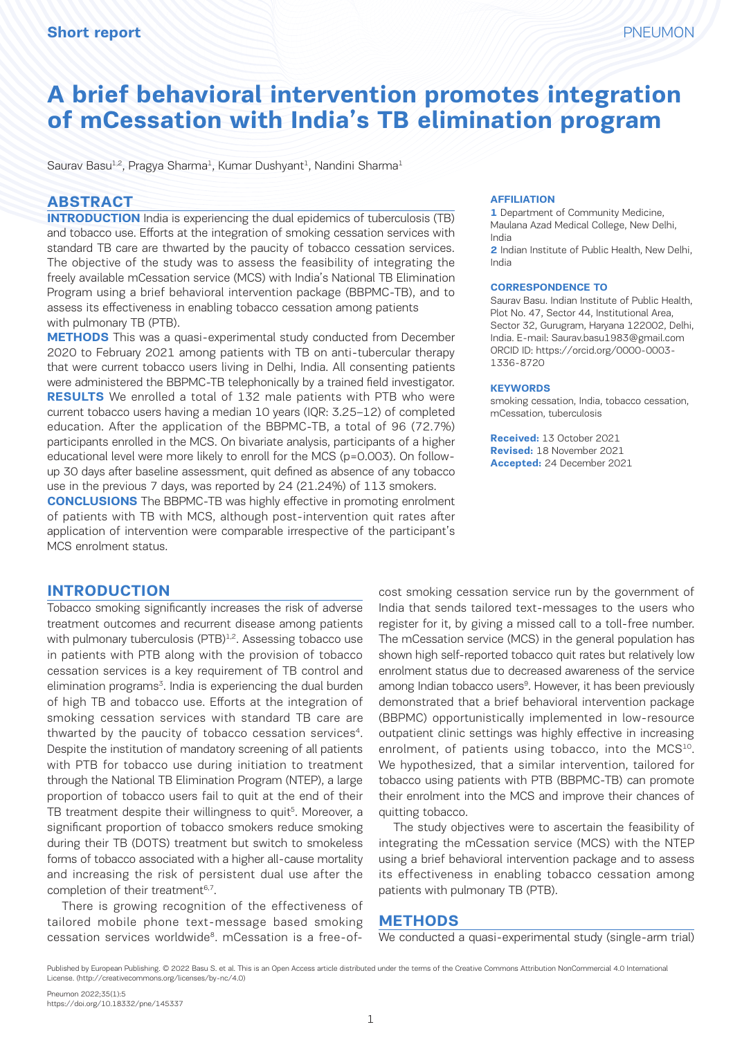Short report

# A brief behavioral intervention promotes integration of mCessation with India's TB elimination program

Saurav Basu[1,2], Pragya Sharma[1], Kumar Dushyant[1], Nandini Sharma[1]

## ABSTRACT

**INTRODUCTION** India is experiencing the dual epidemics of tuberculosis (TB) and tobacco use. Efforts at the integration of smoking cessation services with standard TB care are thwarted by the paucity of tobacco cessation services. The objective of the study was to assess the feasibility of integrating the freely available mCessation service (MCS) with India's National TB Elimination Program using a brief behavioral intervention package (BBPMC-TB), and to assess its effectiveness in enabling tobacco cessation among patients with pulmonary TB (PTB).

**METHODS** This was a quasi-experimental study conducted from December 2020 to February 2021 among patients with TB on anti-tubercular therapy that were current tobacco users living in Delhi, India. All consenting patients were administered the BBPMC-TB telephonically by a trained field investigator.

**RESULTS** We enrolled a total of 132 male patients with PTB who were current tobacco users having a median 10 years (IQR: 3.25–12) of completed education. After the application of the BBPMC-TB, a total of 96 (72.7%) participants enrolled in the MCS. On bivariate analysis, participants of a higher educational level were more likely to enroll for the MCS (p=0.003). On follow-up 30 days after baseline assessment, quit defined as absence of any tobacco use in the previous 7 days, was reported by 24 (21.24%) of 113 smokers.

**CONCLUSIONS** The BBPMC-TB was highly effective in promoting enrolment of patients with TB with MCS, although post-intervention quit rates after application of intervention were comparable irrespective of the participant's MCS enrolment status.

**AFFILIATION**

1 Department of Community Medicine, Maulana Azad Medical College, New Delhi, India

2 Indian Institute of Public Health, New Delhi, India

**CORRESPONDENCE TO**

Saurav Basu. Indian Institute of Public Health, Plot No. 47, Sector 44, Institutional Area, Sector 32, Gurugram, Haryana 122002, Delhi, India. E-mail: Saurav.basu1983@gmail.com ORCID ID: https://orcid.org/0000-0003-1336-8720

**KEYWORDS**

smoking cessation, India, tobacco cessation, mCessation, tuberculosis

**Received:** 13 October 2021
**Revised:** 18 November 2021
**Accepted:** 24 December 2021

## INTRODUCTION

Tobacco smoking significantly increases the risk of adverse treatment outcomes and recurrent disease among patients with pulmonary tuberculosis (PTB)[1,2]. Assessing tobacco use in patients with PTB along with the provision of tobacco cessation services is a key requirement of TB control and elimination programs[3]. India is experiencing the dual burden of high TB and tobacco use. Efforts at the integration of smoking cessation services with standard TB care are thwarted by the paucity of tobacco cessation services[4]. Despite the institution of mandatory screening of all patients with PTB for tobacco use during initiation to treatment through the National TB Elimination Program (NTEP), a large proportion of tobacco users fail to quit at the end of their TB treatment despite their willingness to quit[5]. Moreover, a significant proportion of tobacco smokers reduce smoking during their TB (DOTS) treatment but switch to smokeless forms of tobacco associated with a higher all-cause mortality and increasing the risk of persistent dual use after the completion of their treatment[6,7].

There is growing recognition of the effectiveness of tailored mobile phone text-message based smoking cessation services worldwide[8]. mCessation is a free-of-cost smoking cessation service run by the government of India that sends tailored text-messages to the users who register for it, by giving a missed call to a toll-free number. The mCessation service (MCS) in the general population has shown high self-reported tobacco quit rates but relatively low enrolment status due to decreased awareness of the service among Indian tobacco users[9]. However, it has been previously demonstrated that a brief behavioral intervention package (BBPMC) opportunistically implemented in low-resource outpatient clinic settings was highly effective in increasing enrolment, of patients using tobacco, into the MCS[10]. We hypothesized, that a similar intervention, tailored for tobacco using patients with PTB (BBPMC-TB) can promote their enrolment into the MCS and improve their chances of quitting tobacco.

The study objectives were to ascertain the feasibility of integrating the mCessation service (MCS) with the NTEP using a brief behavioral intervention package and to assess its effectiveness in enabling tobacco cessation among patients with pulmonary TB (PTB).

## METHODS

We conducted a quasi-experimental study (single-arm trial)

Published by European Publishing. © 2022 Basu S. et al. This is an Open Access article distributed under the terms of the Creative Commons Attribution NonCommercial 4.0 International License. (http://creativecommons.org/licenses/by-nc/4.0)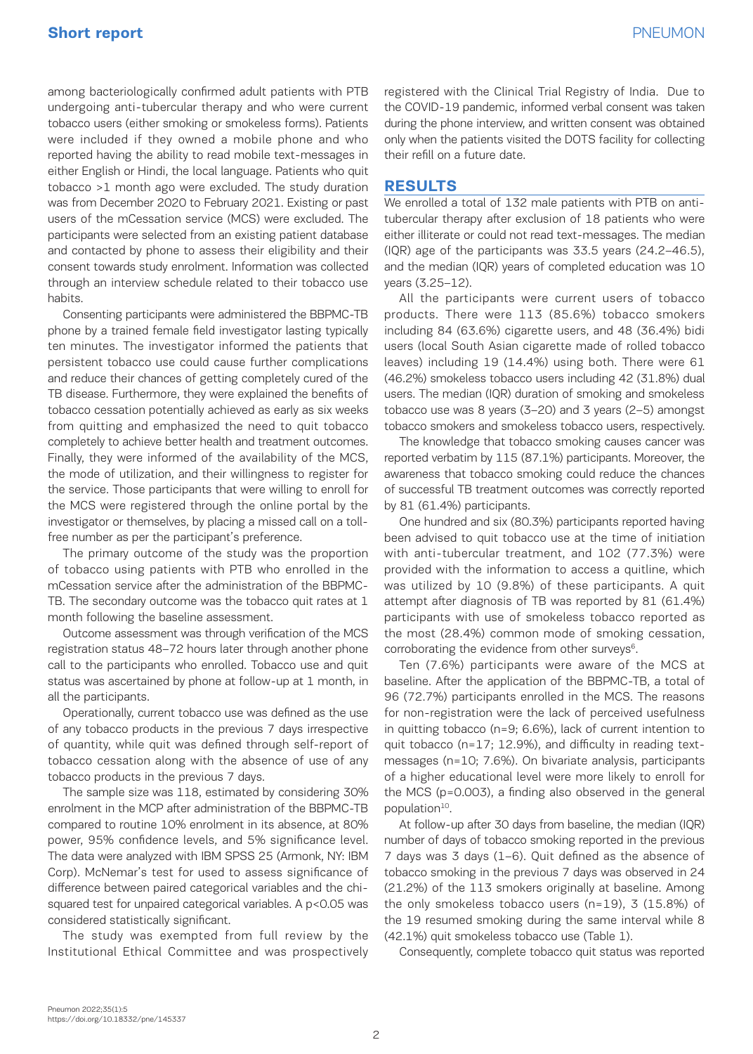among bacteriologically confirmed adult patients with PTB undergoing anti-tubercular therapy and who were current tobacco users (either smoking or smokeless forms). Patients were included if they owned a mobile phone and who reported having the ability to read mobile text-messages in either English or Hindi, the local language. Patients who quit tobacco >1 month ago were excluded. The study duration was from December 2020 to February 2021. Existing or past users of the mCessation service (MCS) were excluded. The participants were selected from an existing patient database and contacted by phone to assess their eligibility and their consent towards study enrolment. Information was collected through an interview schedule related to their tobacco use habits.

Consenting participants were administered the BBPMC-TB phone by a trained female field investigator lasting typically ten minutes. The investigator informed the patients that persistent tobacco use could cause further complications and reduce their chances of getting completely cured of the TB disease. Furthermore, they were explained the benefits of tobacco cessation potentially achieved as early as six weeks from quitting and emphasized the need to quit tobacco completely to achieve better health and treatment outcomes. Finally, they were informed of the availability of the MCS, the mode of utilization, and their willingness to register for the service. Those participants that were willing to enroll for the MCS were registered through the online portal by the investigator or themselves, by placing a missed call on a toll-free number as per the participant's preference.

The primary outcome of the study was the proportion of tobacco using patients with PTB who enrolled in the mCessation service after the administration of the BBPMC-TB. The secondary outcome was the tobacco quit rates at 1 month following the baseline assessment.

Outcome assessment was through verification of the MCS registration status 48–72 hours later through another phone call to the participants who enrolled. Tobacco use and quit status was ascertained by phone at follow-up at 1 month, in all the participants.

Operationally, current tobacco use was defined as the use of any tobacco products in the previous 7 days irrespective of quantity, while quit was defined through self-report of tobacco cessation along with the absence of use of any tobacco products in the previous 7 days.

The sample size was 118, estimated by considering 30% enrolment in the MCP after administration of the BBPMC-TB compared to routine 10% enrolment in its absence, at 80% power, 95% confidence levels, and 5% significance level. The data were analyzed with IBM SPSS 25 (Armonk, NY: IBM Corp). McNemar's test for used to assess significance of difference between paired categorical variables and the chi-squared test for unpaired categorical variables. A p<0.05 was considered statistically significant.

The study was exempted from full review by the Institutional Ethical Committee and was prospectively registered with the Clinical Trial Registry of India. Due to the COVID-19 pandemic, informed verbal consent was taken during the phone interview, and written consent was obtained only when the patients visited the DOTS facility for collecting their refill on a future date.

## RESULTS

We enrolled a total of 132 male patients with PTB on anti-tubercular therapy after exclusion of 18 patients who were either illiterate or could not read text-messages. The median (IQR) age of the participants was 33.5 years (24.2–46.5), and the median (IQR) years of completed education was 10 years (3.25–12).

All the participants were current users of tobacco products. There were 113 (85.6%) tobacco smokers including 84 (63.6%) cigarette users, and 48 (36.4%) bidi users (local South Asian cigarette made of rolled tobacco leaves) including 19 (14.4%) using both. There were 61 (46.2%) smokeless tobacco users including 42 (31.8%) dual users. The median (IQR) duration of smoking and smokeless tobacco use was 8 years (3–20) and 3 years (2–5) amongst tobacco smokers and smokeless tobacco users, respectively.

The knowledge that tobacco smoking causes cancer was reported verbatim by 115 (87.1%) participants. Moreover, the awareness that tobacco smoking could reduce the chances of successful TB treatment outcomes was correctly reported by 81 (61.4%) participants.

One hundred and six (80.3%) participants reported having been advised to quit tobacco use at the time of initiation with anti-tubercular treatment, and 102 (77.3%) were provided with the information to access a quitline, which was utilized by 10 (9.8%) of these participants. A quit attempt after diagnosis of TB was reported by 81 (61.4%) participants with use of smokeless tobacco reported as the most (28.4%) common mode of smoking cessation, corroborating the evidence from other surveys[6].

Ten (7.6%) participants were aware of the MCS at baseline. After the application of the BBPMC-TB, a total of 96 (72.7%) participants enrolled in the MCS. The reasons for non-registration were the lack of perceived usefulness in quitting tobacco (n=9; 6.6%), lack of current intention to quit tobacco (n=17; 12.9%), and difficulty in reading text-messages (n=10; 7.6%). On bivariate analysis, participants of a higher educational level were more likely to enroll for the MCS (p=0.003), a finding also observed in the general population[10].

At follow-up after 30 days from baseline, the median (IQR) number of days of tobacco smoking reported in the previous 7 days was 3 days (1–6). Quit defined as the absence of tobacco smoking in the previous 7 days was observed in 24 (21.2%) of the 113 smokers originally at baseline. Among the only smokeless tobacco users (n=19), 3 (15.8%) of the 19 resumed smoking during the same interval while 8 (42.1%) quit smokeless tobacco use (Table 1).

Consequently, complete tobacco quit status was reported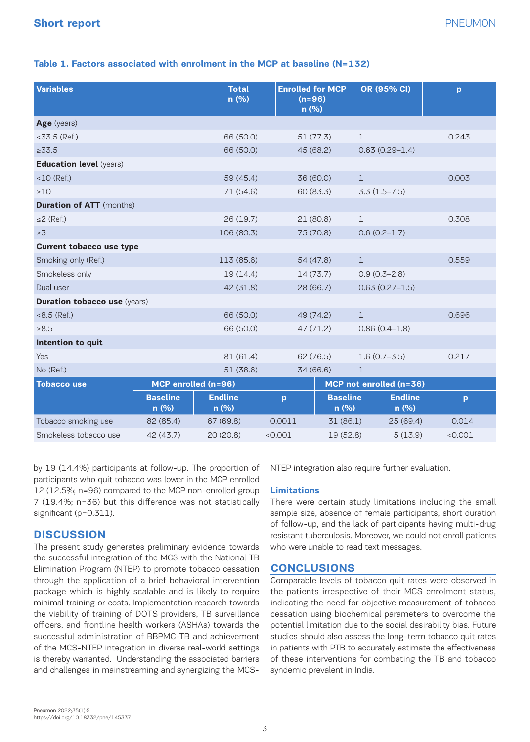**Table 1. Factors associated with enrolment in the MCP at baseline (N=132)**

| Variables | Total n (%) | Enrolled for MCP (n=96) n (%) | OR (95% CI) | p |
|---|---|---|---|---|
| **Age** (years) | | | | |
| <33.5 (Ref.) | 66 (50.0) | 51 (77.3) | 1 | 0.243 |
| ≥33.5 | 66 (50.0) | 45 (68.2) | 0.63 (0.29–1.4) | |
| **Education level** (years) | | | | |
| <10 (Ref.) | 59 (45.4) | 36 (60.0) | 1 | 0.003 |
| ≥10 | 71 (54.6) | 60 (83.3) | 3.3 (1.5–7.5) | |
| **Duration of ATT** (months) | | | | |
| ≤2 (Ref.) | 26 (19.7) | 21 (80.8) | 1 | 0.308 |
| ≥3 | 106 (80.3) | 75 (70.8) | 0.6 (0.2–1.7) | |
| **Current tobacco use type** | | | | |
| Smoking only (Ref.) | 113 (85.6) | 54 (47.8) | 1 | 0.559 |
| Smokeless only | 19 (14.4) | 14 (73.7) | 0.9 (0.3–2.8) | |
| Dual user | 42 (31.8) | 28 (66.7) | 0.63 (0.27–1.5) | |
| **Duration tobacco use** (years) | | | | |
| <8.5 (Ref.) | 66 (50.0) | 49 (74.2) | 1 | 0.696 |
| ≥8.5 | 66 (50.0) | 47 (71.2) | 0.86 (0.4–1.8) | |
| **Intention to quit** | | | | |
| Yes | 81 (61.4) | 62 (76.5) | 1.6 (0.7–3.5) | 0.217 |
| No (Ref.) | 51 (38.6) | 34 (66.6) | 1 | |

| Tobacco use | MCP enrolled (n=96) | | | MCP not enrolled (n=36) | | |
|---|---|---|---|---|---|---|
| | Baseline n (%) | Endline n (%) | p | Baseline n (%) | Endline n (%) | p |
| Tobacco smoking use | 82 (85.4) | 67 (69.8) | 0.0011 | 31 (86.1) | 25 (69.4) | 0.014 |
| Smokeless tobacco use | 42 (43.7) | 20 (20.8) | <0.001 | 19 (52.8) | 5 (13.9) | <0.001 |

by 19 (14.4%) participants at follow-up. The proportion of participants who quit tobacco was lower in the MCP enrolled 12 (12.5%; n=96) compared to the MCP non-enrolled group 7 (19.4%; n=36) but this difference was not statistically significant (p=0.311).

## DISCUSSION

The present study generates preliminary evidence towards the successful integration of the MCS with the National TB Elimination Program (NTEP) to promote tobacco cessation through the application of a brief behavioral intervention package which is highly scalable and is likely to require minimal training or costs. Implementation research towards the viability of training of DOTS providers, TB surveillance officers, and frontline health workers (ASHAs) towards the successful administration of BBPMC-TB and achievement of the MCS-NTEP integration in diverse real-world settings is thereby warranted. Understanding the associated barriers and challenges in mainstreaming and synergizing the MCS-NTEP integration also require further evaluation.

### Limitations

There were certain study limitations including the small sample size, absence of female participants, short duration of follow-up, and the lack of participants having multi-drug resistant tuberculosis. Moreover, we could not enroll patients who were unable to read text messages.

## CONCLUSIONS

Comparable levels of tobacco quit rates were observed in the patients irrespective of their MCS enrolment status, indicating the need for objective measurement of tobacco cessation using biochemical parameters to overcome the potential limitation due to the social desirability bias. Future studies should also assess the long-term tobacco quit rates in patients with PTB to accurately estimate the effectiveness of these interventions for combating the TB and tobacco syndemic prevalent in India.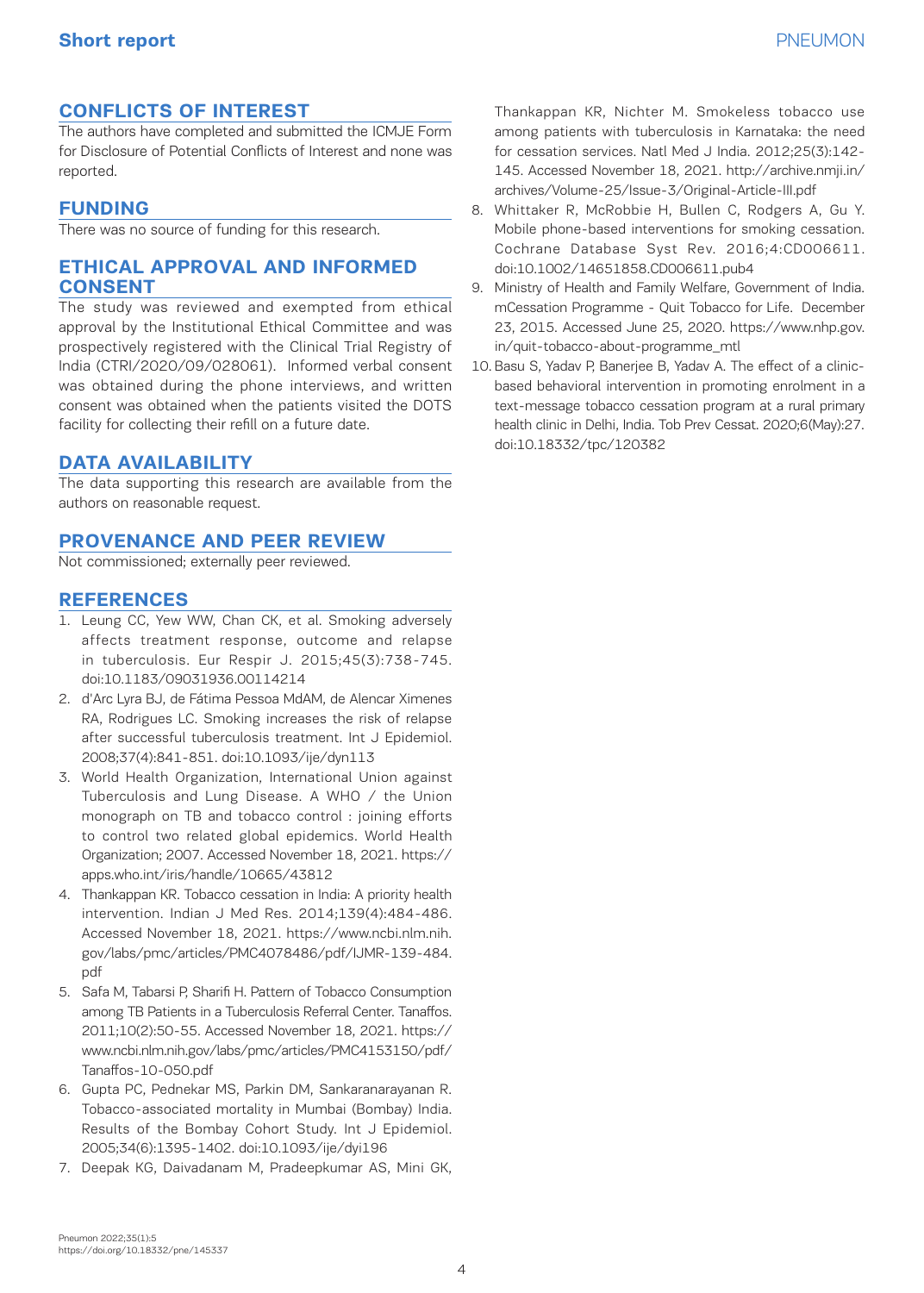## CONFLICTS OF INTEREST

The authors have completed and submitted the ICMJE Form for Disclosure of Potential Conflicts of Interest and none was reported.

## FUNDING

There was no source of funding for this research.

## ETHICAL APPROVAL AND INFORMED CONSENT

The study was reviewed and exempted from ethical approval by the Institutional Ethical Committee and was prospectively registered with the Clinical Trial Registry of India (CTRI/2020/09/028061). Informed verbal consent was obtained during the phone interviews, and written consent was obtained when the patients visited the DOTS facility for collecting their refill on a future date.

## DATA AVAILABILITY

The data supporting this research are available from the authors on reasonable request.

## PROVENANCE AND PEER REVIEW

Not commissioned; externally peer reviewed.

## REFERENCES

1. Leung CC, Yew WW, Chan CK, et al. Smoking adversely affects treatment response, outcome and relapse in tuberculosis. Eur Respir J. 2015;45(3):738-745. doi:10.1183/09031936.00114214
2. d'Arc Lyra BJ, de Fátima Pessoa MdAM, de Alencar Ximenes RA, Rodrigues LC. Smoking increases the risk of relapse after successful tuberculosis treatment. Int J Epidemiol. 2008;37(4):841-851. doi:10.1093/ije/dyn113
3. World Health Organization, International Union against Tuberculosis and Lung Disease. A WHO / the Union monograph on TB and tobacco control : joining efforts to control two related global epidemics. World Health Organization; 2007. Accessed November 18, 2021. https://apps.who.int/iris/handle/10665/43812
4. Thankappan KR. Tobacco cessation in India: A priority health intervention. Indian J Med Res. 2014;139(4):484-486. Accessed November 18, 2021. https://www.ncbi.nlm.nih.gov/labs/pmc/articles/PMC4078486/pdf/IJMR-139-484.pdf
5. Safa M, Tabarsi P, Sharifi H. Pattern of Tobacco Consumption among TB Patients in a Tuberculosis Referral Center. Tanaffos. 2011;10(2):50-55. Accessed November 18, 2021. https://www.ncbi.nlm.nih.gov/labs/pmc/articles/PMC4153150/pdf/Tanaffos-10-050.pdf
6. Gupta PC, Pednekar MS, Parkin DM, Sankaranarayanan R. Tobacco-associated mortality in Mumbai (Bombay) India. Results of the Bombay Cohort Study. Int J Epidemiol. 2005;34(6):1395-1402. doi:10.1093/ije/dyi196
7. Deepak KG, Daivadanam M, Pradeepkumar AS, Mini GK, Thankappan KR, Nichter M. Smokeless tobacco use among patients with tuberculosis in Karnataka: the need for cessation services. Natl Med J India. 2012;25(3):142-145. Accessed November 18, 2021. http://archive.nmji.in/archives/Volume-25/Issue-3/Original-Article-III.pdf
8. Whittaker R, McRobbie H, Bullen C, Rodgers A, Gu Y. Mobile phone-based interventions for smoking cessation. Cochrane Database Syst Rev. 2016;4:CD006611. doi:10.1002/14651858.CD006611.pub4
9. Ministry of Health and Family Welfare, Government of India. mCessation Programme - Quit Tobacco for Life. December 23, 2015. Accessed June 25, 2020. https://www.nhp.gov.in/quit-tobacco-about-programme_mtl
10. Basu S, Yadav P, Banerjee B, Yadav A. The effect of a clinic-based behavioral intervention in promoting enrolment in a text-message tobacco cessation program at a rural primary health clinic in Delhi, India. Tob Prev Cessat. 2020;6(May):27. doi:10.18332/tpc/120382